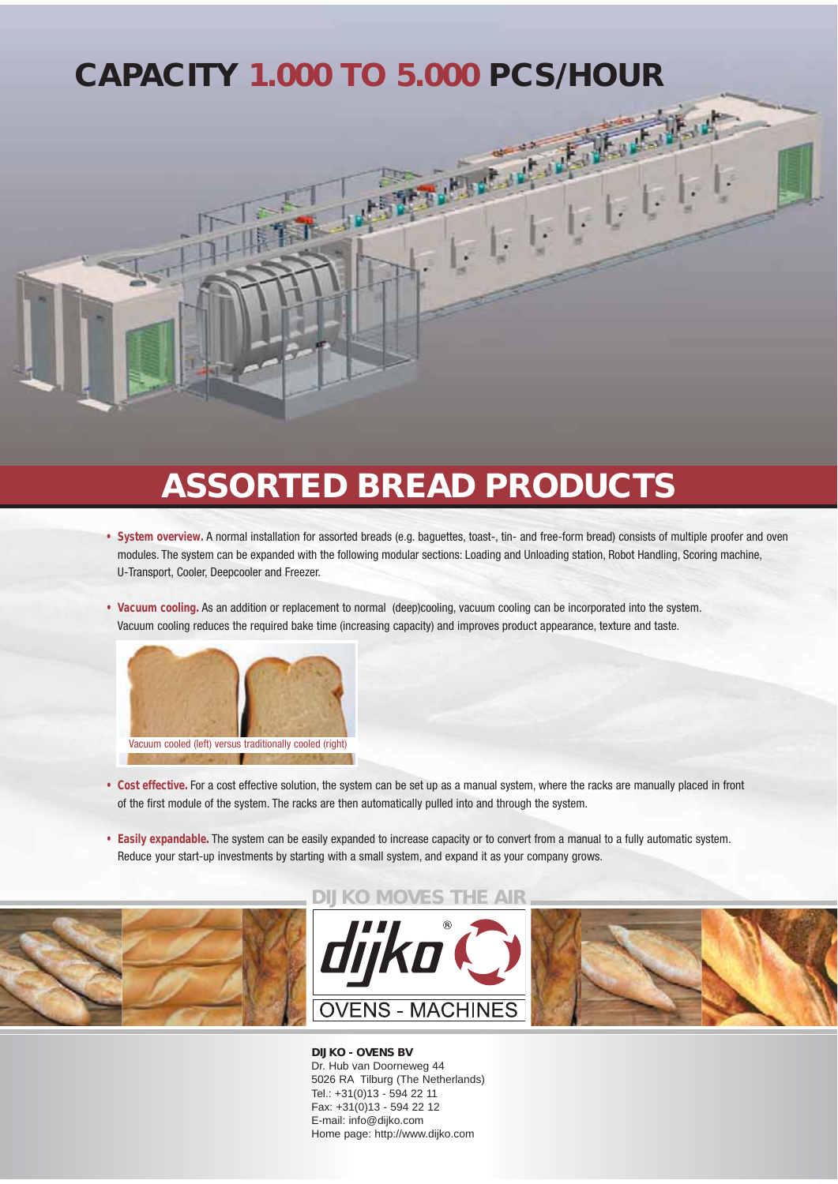# CAPACITY 1.000 TO 5.000 PCS/HOUR

## ASSORTED BREAD PRODUCTS

- **System overview.** A normal installation for assorted breads (e.g. baguettes, toast-, tin- and free-form bread) consists of multiple proofer and oven modules. The system can be expanded with the following modular sections: Loading and Unloading station, Robot Handling, Scoring machine, U-Transport, Cooler, Deepcooler and Freezer.

- **Vacuum cooling.** As an addition or replacement to normal (deep)cooling, vacuum cooling can be incorporated into the system. Vacuum cooling reduces the required bake time (increasing capacity) and improves product appearance, texture and taste.

Vacuum cooled (left) versus traditionally cooled (right)

- **Cost effective.** For a cost effective solution, the system can be set up as a manual system, where the racks are manually placed in front of the first module of the system. The racks are then automatically pulled into and through the system.

- **Easily expandable.** The system can be easily expanded to increase capacity or to convert from a manual to a fully automatic system. Reduce your start-up investments by starting with a small system, and expand it as your company grows.

DIJKO MOVES THE AIR

dijko® OVENS - MACHINES

**DIJKO - OVENS BV**
Dr. Hub van Doorneweg 44
5026 RA Tilburg (The Netherlands)
Tel.: +31(0)13 - 594 22 11
Fax: +31(0)13 - 594 22 12
E-mail: info@dijko.com
Home page: http://www.dijko.com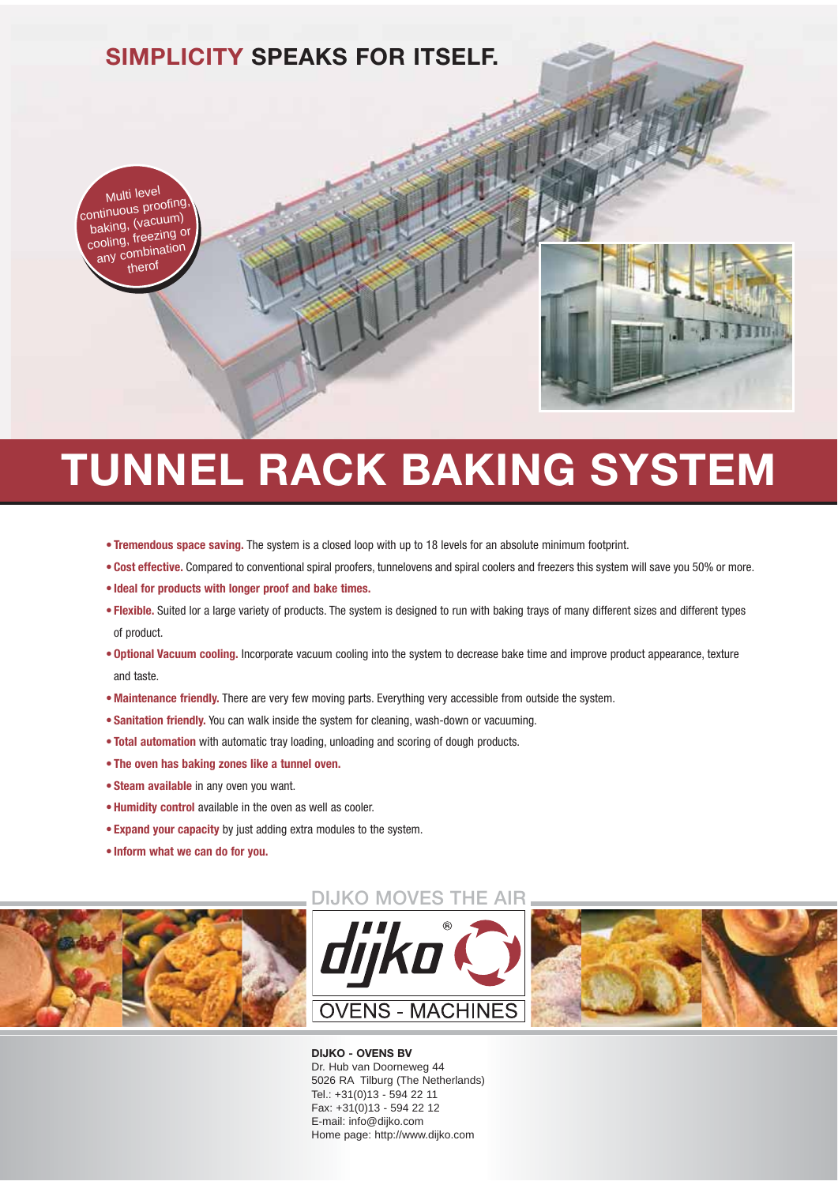## SIMPLICITY SPEAKS FOR ITSELF.

Multi level continuous proofing, baking, (vacuum) cooling, freezing or any combination therof

# TUNNEL RACK BAKING SYSTEM

- **Tremendous space saving.** The system is a closed loop with up to 18 levels for an absolute minimum footprint.
- **Cost effective.** Compared to conventional spiral proofers, tunnelovens and spiral coolers and freezers this system will save you 50% or more.
- **Ideal for products with longer proof and bake times.**
- **Flexible.** Suited lor a large variety of products. The system is designed to run with baking trays of many different sizes and different types of product.
- **Optional Vacuum cooling.** Incorporate vacuum cooling into the system to decrease bake time and improve product appearance, texture and taste.
- **Maintenance friendly.** There are very few moving parts. Everything very accessible from outside the system.
- **Sanitation friendly.** You can walk inside the system for cleaning, wash-down or vacuuming.
- **Total automation** with automatic tray loading, unloading and scoring of dough products.
- **The oven has baking zones like a tunnel oven.**
- **Steam available** in any oven you want.
- **Humidity control** available in the oven as well as cooler.
- **Expand your capacity** by just adding extra modules to the system.
- **Inform what we can do for you.**

DIJKO MOVES THE AIR

dijko®

OVENS - MACHINES

**DIJKO - OVENS BV**
Dr. Hub van Doorneweg 44
5026 RA Tilburg (The Netherlands)
Tel.: +31(0)13 - 594 22 11
Fax: +31(0)13 - 594 22 12
E-mail: info@dijko.com
Home page: http://www.dijko.com